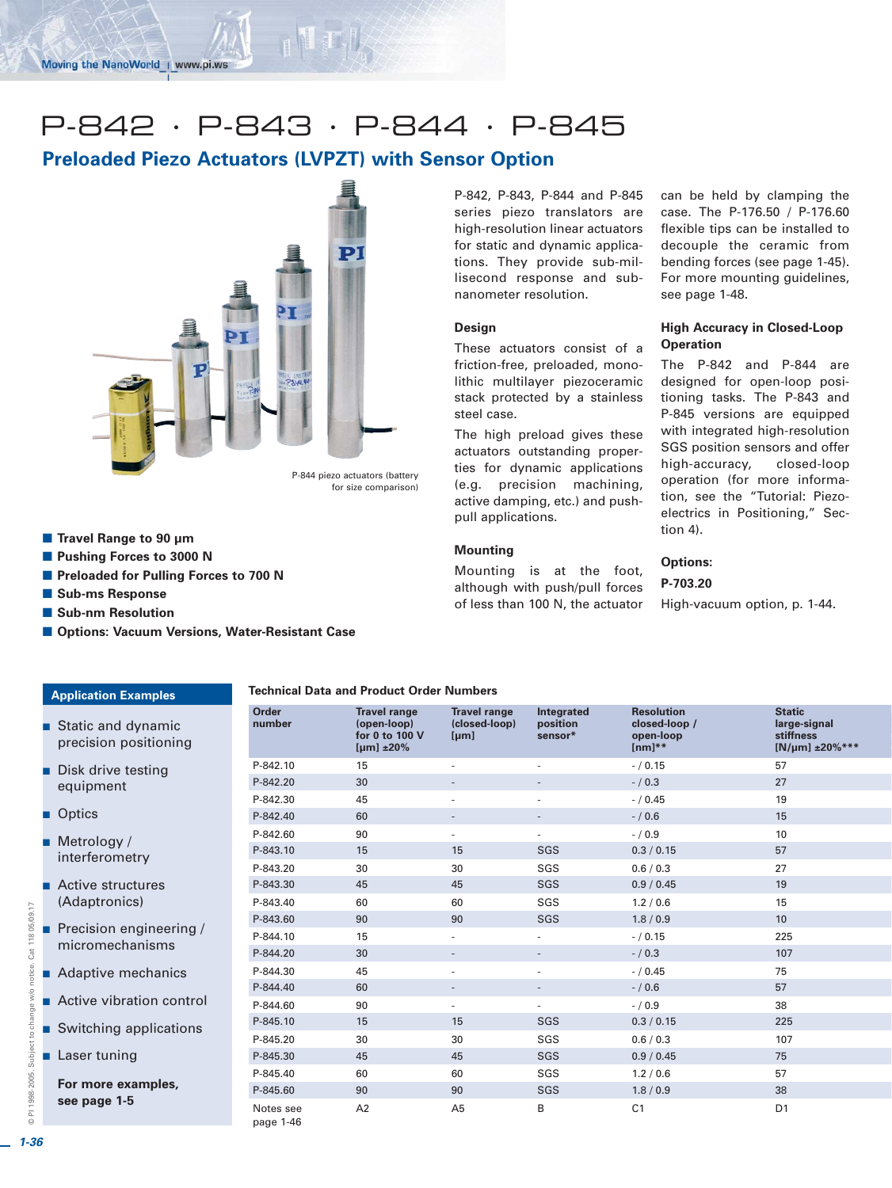# P-842 · P-843 · P-844 · P-845

## Preloaded Piezo Actuators (LVPZT) with Sensor Option

P-844 piezo actuators (battery for size comparison)

- Travel Range to 90 µm
- Pushing Forces to 3000 N
- Preloaded for Pulling Forces to 700 N
- Sub-ms Response
- Sub-nm Resolution
- Options: Vacuum Versions, Water-Resistant Case

P-842, P-843, P-844 and P-845 series piezo translators are high-resolution linear actuators for static and dynamic applications. They provide sub-millisecond response and sub-nanometer resolution.

### Design

These actuators consist of a friction-free, preloaded, monolithic multilayer piezoceramic stack protected by a stainless steel case.

The high preload gives these actuators outstanding properties for dynamic applications (e.g. precision machining, active damping, etc.) and push-pull applications.

### Mounting

Mounting is at the foot, although with push/pull forces of less than 100 N, the actuator can be held by clamping the case. The P-176.50 / P-176.60 flexible tips can be installed to decouple the ceramic from bending forces (see page 1-45). For more mounting guidelines, see page 1-48.

### High Accuracy in Closed-Loop Operation

The P-842 and P-844 are designed for open-loop positioning tasks. The P-843 and P-845 versions are equipped with integrated high-resolution SGS position sensors and offer high-accuracy, closed-loop operation (for more information, see the "Tutorial: Piezoelectrics in Positioning," Section 4).

### Options:

**P-703.20**

High-vacuum option, p. 1-44.

### Application Examples

- Static and dynamic precision positioning
- Disk drive testing equipment
- Optics
- Metrology / interferometry
- Active structures (Adaptronics)
- Precision engineering / micromechanisms
- Adaptive mechanics
- Active vibration control
- Switching applications
- Laser tuning

**For more examples, see page 1-5**

### Technical Data and Product Order Numbers

| Order number | Travel range (open-loop) for 0 to 100 V [µm] ±20% | Travel range (closed-loop) [µm] | Integrated position sensor* | Resolution closed-loop / open-loop [nm]** | Static large-signal stiffness [N/µm] ±20%*** |
|---|---|---|---|---|---|
| P-842.10 | 15 | - | - | - / 0.15 | 57 |
| P-842.20 | 30 | - | - | - / 0.3 | 27 |
| P-842.30 | 45 | - | - | - / 0.45 | 19 |
| P-842.40 | 60 | - | - | - / 0.6 | 15 |
| P-842.60 | 90 | - | - | - / 0.9 | 10 |
| P-843.10 | 15 | 15 | SGS | 0.3 / 0.15 | 57 |
| P-843.20 | 30 | 30 | SGS | 0.6 / 0.3 | 27 |
| P-843.30 | 45 | 45 | SGS | 0.9 / 0.45 | 19 |
| P-843.40 | 60 | 60 | SGS | 1.2 / 0.6 | 15 |
| P-843.60 | 90 | 90 | SGS | 1.8 / 0.9 | 10 |
| P-844.10 | 15 | - | - | - / 0.15 | 225 |
| P-844.20 | 30 | - | - | - / 0.3 | 107 |
| P-844.30 | 45 | - | - | - / 0.45 | 75 |
| P-844.40 | 60 | - | - | - / 0.6 | 57 |
| P-844.60 | 90 | - | - | - / 0.9 | 38 |
| P-845.10 | 15 | 15 | SGS | 0.3 / 0.15 | 225 |
| P-845.20 | 30 | 30 | SGS | 0.6 / 0.3 | 107 |
| P-845.30 | 45 | 45 | SGS | 0.9 / 0.45 | 75 |
| P-845.40 | 60 | 60 | SGS | 1.2 / 0.6 | 57 |
| P-845.60 | 90 | 90 | SGS | 1.8 / 0.9 | 38 |
| Notes see page 1-46 | A2 | A5 | B | C1 | D1 |

© PI 1998-2005. Subject to change w/o notice. Cat 118 05.09.17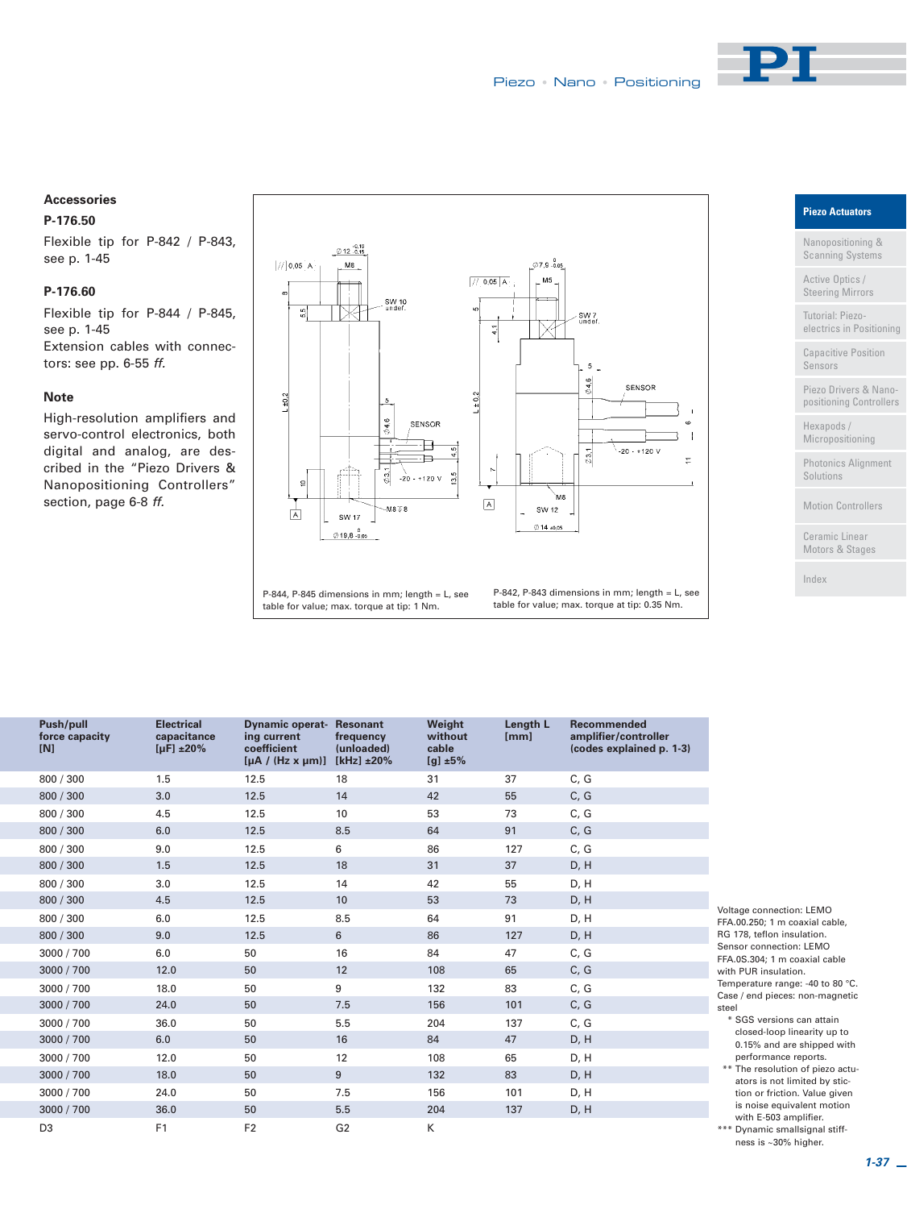## Accessories

### P-176.50

Flexible tip for P-842 / P-843, see p. 1-45

### P-176.60

Flexible tip for P-844 / P-845, see p. 1-45

Extension cables with connectors: see pp. 6-55 *ff.*

## Note

High-resolution amplifiers and servo-control electronics, both digital and analog, are described in the "Piezo Drivers & Nanopositioning Controllers" section, page 6-8 *ff.*

P-844, P-845 dimensions in mm; length = L, see table for value; max. torque at tip: 1 Nm.

P-842, P-843 dimensions in mm; length = L, see table for value; max. torque at tip: 0.35 Nm.

| Push/pull force capacity [N] | Electrical capacitance [µF] ±20% | Dynamic operating current coefficient [µA / (Hz x µm)] | Resonant frequency (unloaded) [kHz] ±20% | Weight without cable [g] ±5% | Length L [mm] | Recommended amplifier/controller (codes explained p. 1-3) |
|---|---|---|---|---|---|---|
| 800 / 300 | 1.5 | 12.5 | 18 | 31 | 37 | C, G |
| 800 / 300 | 3.0 | 12.5 | 14 | 42 | 55 | C, G |
| 800 / 300 | 4.5 | 12.5 | 10 | 53 | 73 | C, G |
| 800 / 300 | 6.0 | 12.5 | 8.5 | 64 | 91 | C, G |
| 800 / 300 | 9.0 | 12.5 | 6 | 86 | 127 | C, G |
| 800 / 300 | 1.5 | 12.5 | 18 | 31 | 37 | D, H |
| 800 / 300 | 3.0 | 12.5 | 14 | 42 | 55 | D, H |
| 800 / 300 | 4.5 | 12.5 | 10 | 53 | 73 | D, H |
| 800 / 300 | 6.0 | 12.5 | 8.5 | 64 | 91 | D, H |
| 800 / 300 | 9.0 | 12.5 | 6 | 86 | 127 | D, H |
| 3000 / 700 | 6.0 | 50 | 16 | 84 | 47 | C, G |
| 3000 / 700 | 12.0 | 50 | 12 | 108 | 65 | C, G |
| 3000 / 700 | 18.0 | 50 | 9 | 132 | 83 | C, G |
| 3000 / 700 | 24.0 | 50 | 7.5 | 156 | 101 | C, G |
| 3000 / 700 | 36.0 | 50 | 5.5 | 204 | 137 | C, G |
| 3000 / 700 | 6.0 | 50 | 16 | 84 | 47 | D, H |
| 3000 / 700 | 12.0 | 50 | 12 | 108 | 65 | D, H |
| 3000 / 700 | 18.0 | 50 | 9 | 132 | 83 | D, H |
| 3000 / 700 | 24.0 | 50 | 7.5 | 156 | 101 | D, H |
| 3000 / 700 | 36.0 | 50 | 5.5 | 204 | 137 | D, H |
| D3 | F1 | F2 | G2 | K | | |

Voltage connection: LEMO FFA.00.250; 1 m coaxial cable, RG 178, teflon insulation.
Sensor connection: LEMO FFA.0S.304; 1 m coaxial cable with PUR insulation.
Temperature range: -40 to 80 °C.
Case / end pieces: non-magnetic steel

\* SGS versions can attain closed-loop linearity up to 0.15% and are shipped with performance reports.

\*\* The resolution of piezo actuators is not limited by stiction or friction. Value given is noise equivalent motion with E-503 amplifier.

\*\*\* Dynamic smallsignal stiffness is ~30% higher.